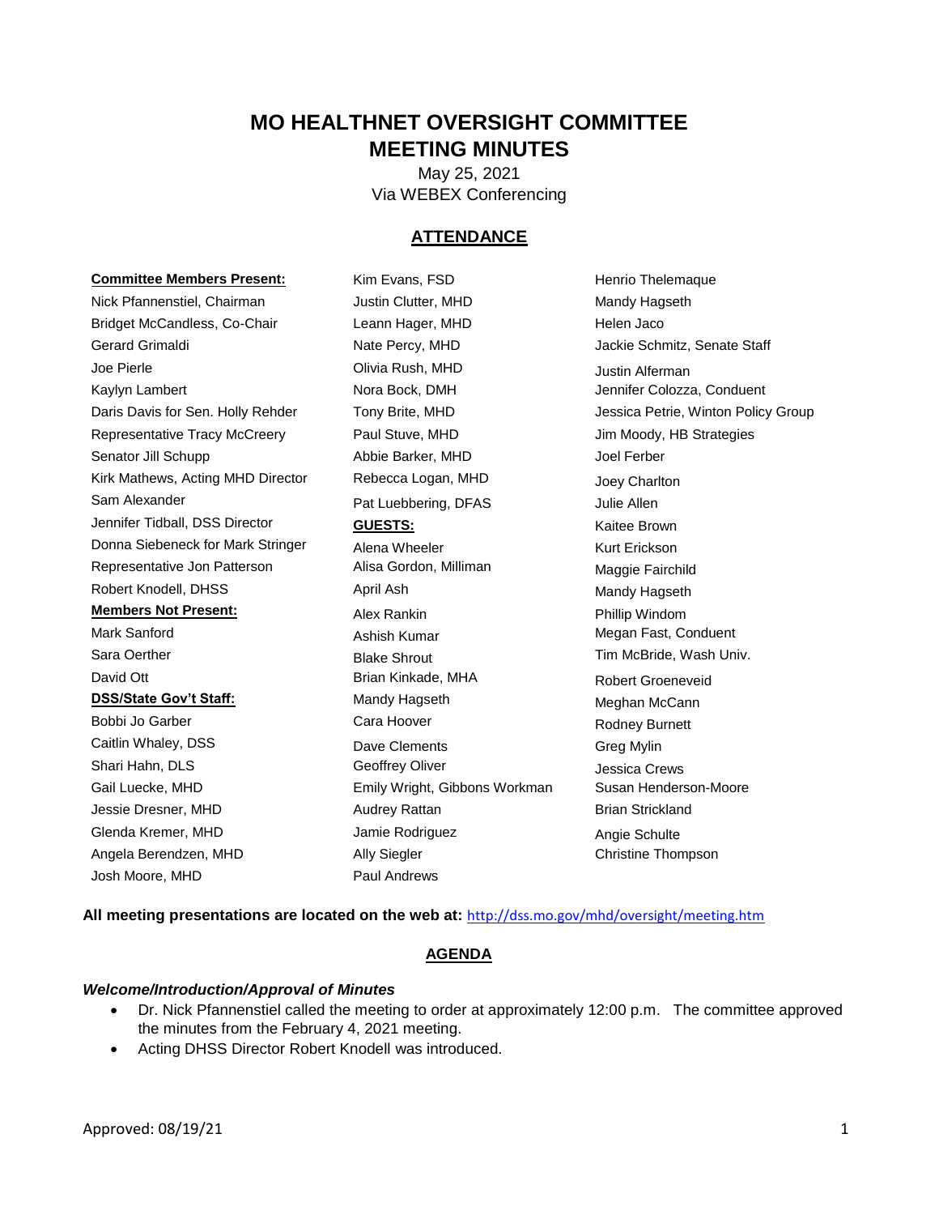# MO HEALTHNET OVERSIGHT COMMITTEE
# MEETING MINUTES

May 25, 2021
Via WEBEX Conferencing

## ATTENDANCE

**Committee Members Present:**
Nick Pfannenstiel, Chairman
Bridget McCandless, Co-Chair
Gerard Grimaldi
Joe Pierle
Kaylyn Lambert
Daris Davis for Sen. Holly Rehder
Representative Tracy McCreery
Senator Jill Schupp
Kirk Mathews, Acting MHD Director
Sam Alexander
Jennifer Tidball, DSS Director
Donna Siebeneck for Mark Stringer
Representative Jon Patterson
Robert Knodell, DHSS

**Members Not Present:**
Mark Sanford
Sara Oerther
David Ott

**DSS/State Gov't Staff:**
Bobbi Jo Garber
Caitlin Whaley, DSS
Shari Hahn, DLS
Gail Luecke, MHD
Jessie Dresner, MHD
Glenda Kremer, MHD
Angela Berendzen, MHD
Josh Moore, MHD
Kim Evans, FSD
Justin Clutter, MHD
Leann Hager, MHD
Nate Percy, MHD
Olivia Rush, MHD
Nora Bock, DMH
Tony Brite, MHD
Paul Stuve, MHD
Abbie Barker, MHD
Rebecca Logan, MHD
Pat Luebbering, DFAS

**GUESTS:**
Alena Wheeler
Alisa Gordon, Milliman
April Ash
Alex Rankin
Ashish Kumar
Blake Shrout
Brian Kinkade, MHA
Mandy Hagseth
Cara Hoover
Dave Clements
Geoffrey Oliver
Emily Wright, Gibbons Workman
Audrey Rattan
Jamie Rodriguez
Ally Siegler
Paul Andrews
Henrio Thelemaque
Mandy Hagseth
Helen Jaco
Jackie Schmitz, Senate Staff
Justin Alferman
Jennifer Colozza, Conduent
Jessica Petrie, Winton Policy Group
Jim Moody, HB Strategies
Joel Ferber
Joey Charlton
Julie Allen
Kaitee Brown
Kurt Erickson
Maggie Fairchild
Mandy Hagseth
Phillip Windom
Megan Fast, Conduent
Tim McBride, Wash Univ.
Robert Groeneveid
Meghan McCann
Rodney Burnett
Greg Mylin
Jessica Crews
Susan Henderson-Moore
Brian Strickland
Angie Schulte
Christine Thompson

**All meeting presentations are located on the web at:** http://dss.mo.gov/mhd/oversight/meeting.htm

## AGENDA

***Welcome/Introduction/Approval of Minutes***

- Dr. Nick Pfannenstiel called the meeting to order at approximately 12:00 p.m. The committee approved the minutes from the February 4, 2021 meeting.
- Acting DHSS Director Robert Knodell was introduced.

Approved: 08/19/21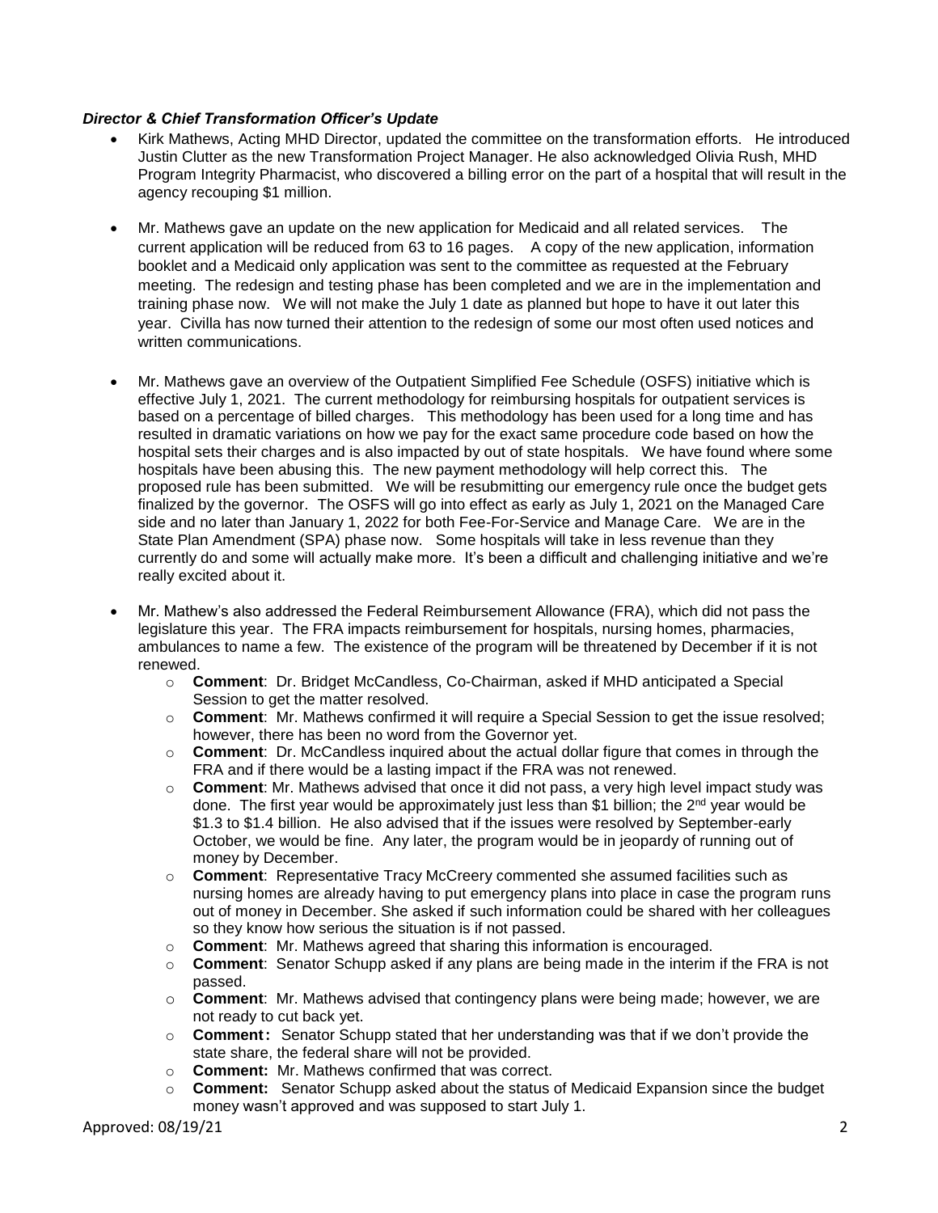### *Director & Chief Transformation Officer's Update*

- Kirk Mathews, Acting MHD Director, updated the committee on the transformation efforts. He introduced Justin Clutter as the new Transformation Project Manager. He also acknowledged Olivia Rush, MHD Program Integrity Pharmacist, who discovered a billing error on the part of a hospital that will result in the agency recouping $1 million.

- Mr. Mathews gave an update on the new application for Medicaid and all related services. The current application will be reduced from 63 to 16 pages. A copy of the new application, information booklet and a Medicaid only application was sent to the committee as requested at the February meeting. The redesign and testing phase has been completed and we are in the implementation and training phase now. We will not make the July 1 date as planned but hope to have it out later this year. Civilla has now turned their attention to the redesign of some our most often used notices and written communications.

- Mr. Mathews gave an overview of the Outpatient Simplified Fee Schedule (OSFS) initiative which is effective July 1, 2021. The current methodology for reimbursing hospitals for outpatient services is based on a percentage of billed charges. This methodology has been used for a long time and has resulted in dramatic variations on how we pay for the exact same procedure code based on how the hospital sets their charges and is also impacted by out of state hospitals. We have found where some hospitals have been abusing this. The new payment methodology will help correct this. The proposed rule has been submitted. We will be resubmitting our emergency rule once the budget gets finalized by the governor. The OSFS will go into effect as early as July 1, 2021 on the Managed Care side and no later than January 1, 2022 for both Fee-For-Service and Manage Care. We are in the State Plan Amendment (SPA) phase now. Some hospitals will take in less revenue than they currently do and some will actually make more. It's been a difficult and challenging initiative and we're really excited about it.

- Mr. Mathew's also addressed the Federal Reimbursement Allowance (FRA), which did not pass the legislature this year. The FRA impacts reimbursement for hospitals, nursing homes, pharmacies, ambulances to name a few. The existence of the program will be threatened by December if it is not renewed.
  - **Comment**: Dr. Bridget McCandless, Co-Chairman, asked if MHD anticipated a Special Session to get the matter resolved.
  - **Comment**: Mr. Mathews confirmed it will require a Special Session to get the issue resolved; however, there has been no word from the Governor yet.
  - **Comment**: Dr. McCandless inquired about the actual dollar figure that comes in through the FRA and if there would be a lasting impact if the FRA was not renewed.
  - **Comment**: Mr. Mathews advised that once it did not pass, a very high level impact study was done. The first year would be approximately just less than $1 billion; the 2nd year would be $1.3 to $1.4 billion. He also advised that if the issues were resolved by September-early October, we would be fine. Any later, the program would be in jeopardy of running out of money by December.
  - **Comment**: Representative Tracy McCreery commented she assumed facilities such as nursing homes are already having to put emergency plans into place in case the program runs out of money in December. She asked if such information could be shared with her colleagues so they know how serious the situation is if not passed.
  - **Comment**: Mr. Mathews agreed that sharing this information is encouraged.
  - **Comment**: Senator Schupp asked if any plans are being made in the interim if the FRA is not passed.
  - **Comment**: Mr. Mathews advised that contingency plans were being made; however, we are not ready to cut back yet.
  - **Comment:** Senator Schupp stated that her understanding was that if we don't provide the state share, the federal share will not be provided.
  - **Comment:** Mr. Mathews confirmed that was correct.
  - **Comment:** Senator Schupp asked about the status of Medicaid Expansion since the budget money wasn't approved and was supposed to start July 1.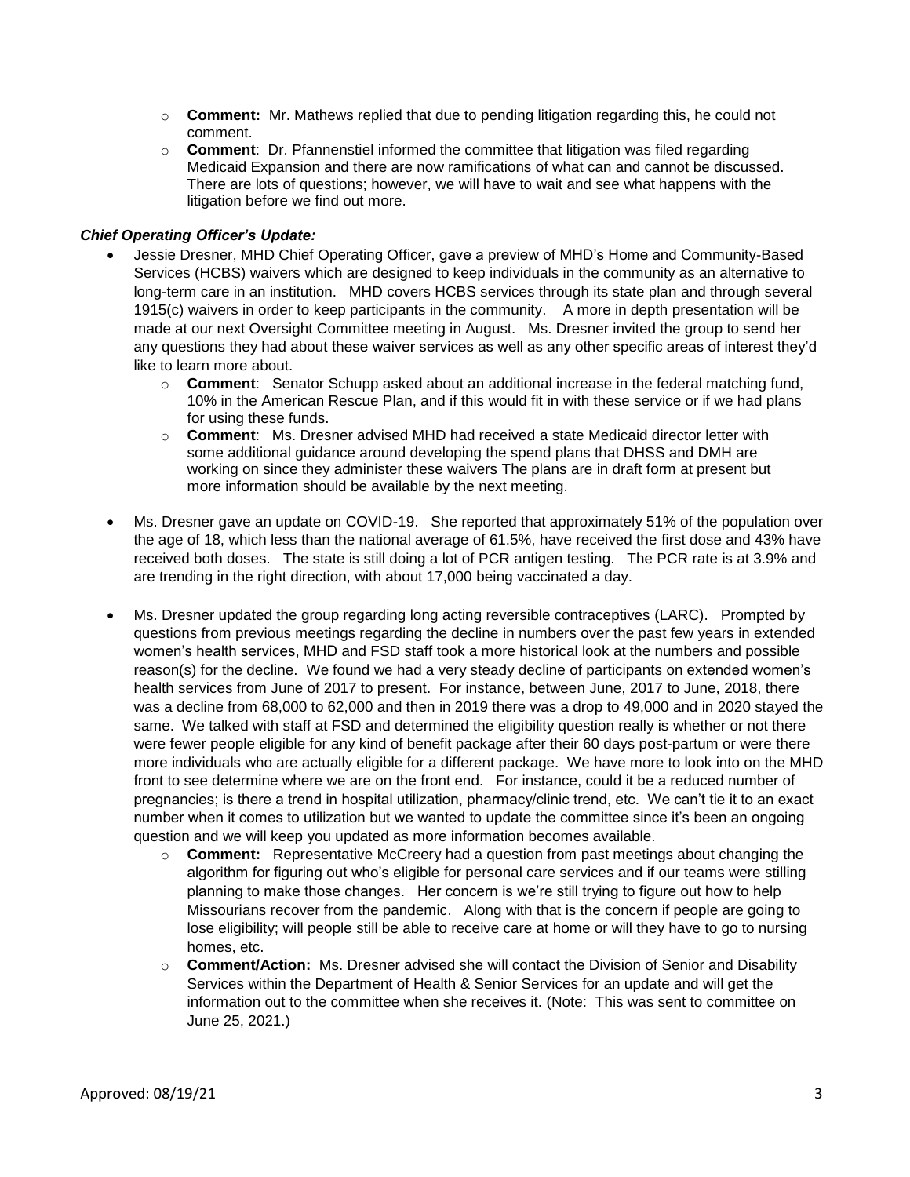- **Comment:** Mr. Mathews replied that due to pending litigation regarding this, he could not comment.
- **Comment**: Dr. Pfannenstiel informed the committee that litigation was filed regarding Medicaid Expansion and there are now ramifications of what can and cannot be discussed. There are lots of questions; however, we will have to wait and see what happens with the litigation before we find out more.

***Chief Operating Officer's Update:***

- Jessie Dresner, MHD Chief Operating Officer, gave a preview of MHD's Home and Community-Based Services (HCBS) waivers which are designed to keep individuals in the community as an alternative to long-term care in an institution. MHD covers HCBS services through its state plan and through several 1915(c) waivers in order to keep participants in the community. A more in depth presentation will be made at our next Oversight Committee meeting in August. Ms. Dresner invited the group to send her any questions they had about these waiver services as well as any other specific areas of interest they'd like to learn more about.
    - **Comment**: Senator Schupp asked about an additional increase in the federal matching fund, 10% in the American Rescue Plan, and if this would fit in with these service or if we had plans for using these funds.
    - **Comment**: Ms. Dresner advised MHD had received a state Medicaid director letter with some additional guidance around developing the spend plans that DHSS and DMH are working on since they administer these waivers The plans are in draft form at present but more information should be available by the next meeting.

- Ms. Dresner gave an update on COVID-19. She reported that approximately 51% of the population over the age of 18, which less than the national average of 61.5%, have received the first dose and 43% have received both doses. The state is still doing a lot of PCR antigen testing. The PCR rate is at 3.9% and are trending in the right direction, with about 17,000 being vaccinated a day.

- Ms. Dresner updated the group regarding long acting reversible contraceptives (LARC). Prompted by questions from previous meetings regarding the decline in numbers over the past few years in extended women's health services, MHD and FSD staff took a more historical look at the numbers and possible reason(s) for the decline. We found we had a very steady decline of participants on extended women's health services from June of 2017 to present. For instance, between June, 2017 to June, 2018, there was a decline from 68,000 to 62,000 and then in 2019 there was a drop to 49,000 and in 2020 stayed the same. We talked with staff at FSD and determined the eligibility question really is whether or not there were fewer people eligible for any kind of benefit package after their 60 days post-partum or were there more individuals who are actually eligible for a different package. We have more to look into on the MHD front to see determine where we are on the front end. For instance, could it be a reduced number of pregnancies; is there a trend in hospital utilization, pharmacy/clinic trend, etc. We can't tie it to an exact number when it comes to utilization but we wanted to update the committee since it's been an ongoing question and we will keep you updated as more information becomes available.
    - **Comment:** Representative McCreery had a question from past meetings about changing the algorithm for figuring out who's eligible for personal care services and if our teams were stilling planning to make those changes. Her concern is we're still trying to figure out how to help Missourians recover from the pandemic. Along with that is the concern if people are going to lose eligibility; will people still be able to receive care at home or will they have to go to nursing homes, etc.
    - **Comment/Action:** Ms. Dresner advised she will contact the Division of Senior and Disability Services within the Department of Health & Senior Services for an update and will get the information out to the committee when she receives it. (Note: This was sent to committee on June 25, 2021.)

Approved: 08/19/21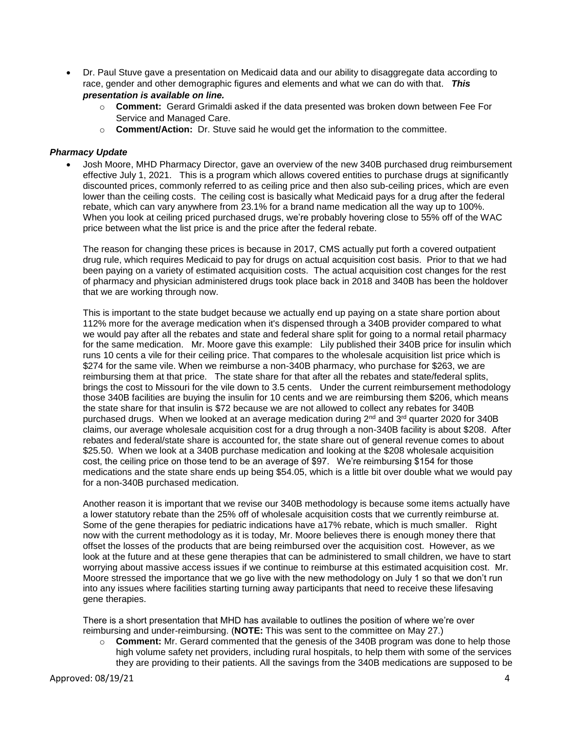- Dr. Paul Stuve gave a presentation on Medicaid data and our ability to disaggregate data according to race, gender and other demographic figures and elements and what we can do with that. ***This presentation is available on line.***
  - **Comment:** Gerard Grimaldi asked if the data presented was broken down between Fee For Service and Managed Care.
  - **Comment/Action:** Dr. Stuve said he would get the information to the committee.

### *Pharmacy Update*

- Josh Moore, MHD Pharmacy Director, gave an overview of the new 340B purchased drug reimbursement effective July 1, 2021. This is a program which allows covered entities to purchase drugs at significantly discounted prices, commonly referred to as ceiling price and then also sub-ceiling prices, which are even lower than the ceiling costs. The ceiling cost is basically what Medicaid pays for a drug after the federal rebate, which can vary anywhere from 23.1% for a brand name medication all the way up to 100%. When you look at ceiling priced purchased drugs, we're probably hovering close to 55% off of the WAC price between what the list price is and the price after the federal rebate.

  The reason for changing these prices is because in 2017, CMS actually put forth a covered outpatient drug rule, which requires Medicaid to pay for drugs on actual acquisition cost basis. Prior to that we had been paying on a variety of estimated acquisition costs. The actual acquisition cost changes for the rest of pharmacy and physician administered drugs took place back in 2018 and 340B has been the holdover that we are working through now.

  This is important to the state budget because we actually end up paying on a state share portion about 112% more for the average medication when it's dispensed through a 340B provider compared to what we would pay after all the rebates and state and federal share split for going to a normal retail pharmacy for the same medication. Mr. Moore gave this example: Lily published their 340B price for insulin which runs 10 cents a vile for their ceiling price. That compares to the wholesale acquisition list price which is $274 for the same vile. When we reimburse a non-340B pharmacy, who purchase for $263, we are reimbursing them at that price. The state share for that after all the rebates and state/federal splits, brings the cost to Missouri for the vile down to 3.5 cents. Under the current reimbursement methodology those 340B facilities are buying the insulin for 10 cents and we are reimbursing them $206, which means the state share for that insulin is $72 because we are not allowed to collect any rebates for 340B purchased drugs. When we looked at an average medication during 2nd and 3rd quarter 2020 for 340B claims, our average wholesale acquisition cost for a drug through a non-340B facility is about $208. After rebates and federal/state share is accounted for, the state share out of general revenue comes to about $25.50. When we look at a 340B purchase medication and looking at the $208 wholesale acquisition cost, the ceiling price on those tend to be an average of $97. We're reimbursing $154 for those medications and the state share ends up being $54.05, which is a little bit over double what we would pay for a non-340B purchased medication.

  Another reason it is important that we revise our 340B methodology is because some items actually have a lower statutory rebate than the 25% off of wholesale acquisition costs that we currently reimburse at. Some of the gene therapies for pediatric indications have a17% rebate, which is much smaller. Right now with the current methodology as it is today, Mr. Moore believes there is enough money there that offset the losses of the products that are being reimbursed over the acquisition cost. However, as we look at the future and at these gene therapies that can be administered to small children, we have to start worrying about massive access issues if we continue to reimburse at this estimated acquisition cost. Mr. Moore stressed the importance that we go live with the new methodology on July 1 so that we don't run into any issues where facilities starting turning away participants that need to receive these lifesaving gene therapies.

  There is a short presentation that MHD has available to outlines the position of where we're over reimbursing and under-reimbursing. (**NOTE:** This was sent to the committee on May 27.)
  - **Comment:** Mr. Gerard commented that the genesis of the 340B program was done to help those high volume safety net providers, including rural hospitals, to help them with some of the services they are providing to their patients. All the savings from the 340B medications are supposed to be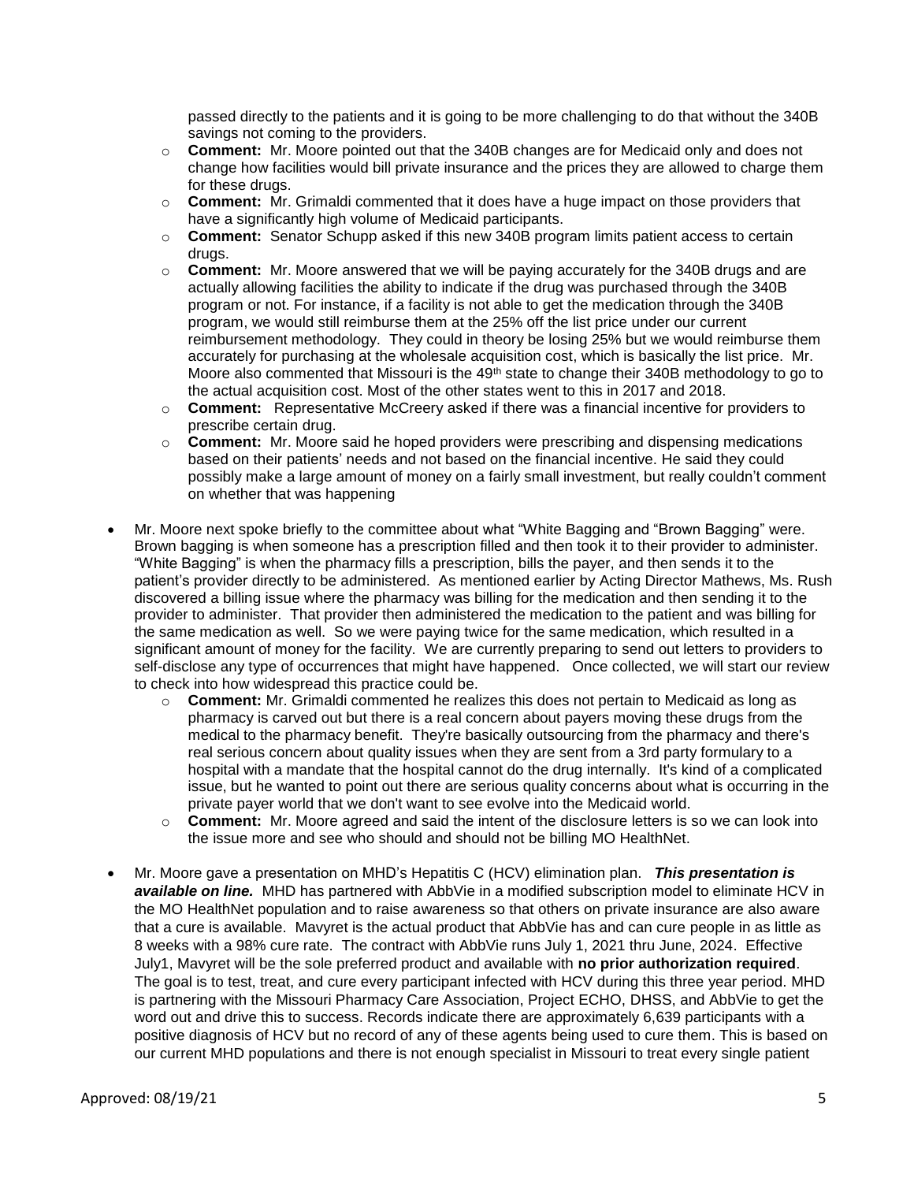passed directly to the patients and it is going to be more challenging to do that without the 340B savings not coming to the providers.

- **Comment:** Mr. Moore pointed out that the 340B changes are for Medicaid only and does not change how facilities would bill private insurance and the prices they are allowed to charge them for these drugs.
- **Comment:** Mr. Grimaldi commented that it does have a huge impact on those providers that have a significantly high volume of Medicaid participants.
- **Comment:** Senator Schupp asked if this new 340B program limits patient access to certain drugs.
- **Comment:** Mr. Moore answered that we will be paying accurately for the 340B drugs and are actually allowing facilities the ability to indicate if the drug was purchased through the 340B program or not. For instance, if a facility is not able to get the medication through the 340B program, we would still reimburse them at the 25% off the list price under our current reimbursement methodology. They could in theory be losing 25% but we would reimburse them accurately for purchasing at the wholesale acquisition cost, which is basically the list price. Mr. Moore also commented that Missouri is the 49th state to change their 340B methodology to go to the actual acquisition cost. Most of the other states went to this in 2017 and 2018.
- **Comment:** Representative McCreery asked if there was a financial incentive for providers to prescribe certain drug.
- **Comment:** Mr. Moore said he hoped providers were prescribing and dispensing medications based on their patients' needs and not based on the financial incentive. He said they could possibly make a large amount of money on a fairly small investment, but really couldn't comment on whether that was happening

- Mr. Moore next spoke briefly to the committee about what "White Bagging and "Brown Bagging" were. Brown bagging is when someone has a prescription filled and then took it to their provider to administer. "White Bagging" is when the pharmacy fills a prescription, bills the payer, and then sends it to the patient's provider directly to be administered. As mentioned earlier by Acting Director Mathews, Ms. Rush discovered a billing issue where the pharmacy was billing for the medication and then sending it to the provider to administer. That provider then administered the medication to the patient and was billing for the same medication as well. So we were paying twice for the same medication, which resulted in a significant amount of money for the facility. We are currently preparing to send out letters to providers to self-disclose any type of occurrences that might have happened. Once collected, we will start our review to check into how widespread this practice could be.
  - **Comment:** Mr. Grimaldi commented he realizes this does not pertain to Medicaid as long as pharmacy is carved out but there is a real concern about payers moving these drugs from the medical to the pharmacy benefit. They're basically outsourcing from the pharmacy and there's real serious concern about quality issues when they are sent from a 3rd party formulary to a hospital with a mandate that the hospital cannot do the drug internally. It's kind of a complicated issue, but he wanted to point out there are serious quality concerns about what is occurring in the private payer world that we don't want to see evolve into the Medicaid world.
  - **Comment:** Mr. Moore agreed and said the intent of the disclosure letters is so we can look into the issue more and see who should and should not be billing MO HealthNet.

- Mr. Moore gave a presentation on MHD's Hepatitis C (HCV) elimination plan. ***This presentation is available on line.*** MHD has partnered with AbbVie in a modified subscription model to eliminate HCV in the MO HealthNet population and to raise awareness so that others on private insurance are also aware that a cure is available. Mavyret is the actual product that AbbVie has and can cure people in as little as 8 weeks with a 98% cure rate. The contract with AbbVie runs July 1, 2021 thru June, 2024. Effective July1, Mavyret will be the sole preferred product and available with **no prior authorization required**. The goal is to test, treat, and cure every participant infected with HCV during this three year period. MHD is partnering with the Missouri Pharmacy Care Association, Project ECHO, DHSS, and AbbVie to get the word out and drive this to success. Records indicate there are approximately 6,639 participants with a positive diagnosis of HCV but no record of any of these agents being used to cure them. This is based on our current MHD populations and there is not enough specialist in Missouri to treat every single patient

Approved: 08/19/21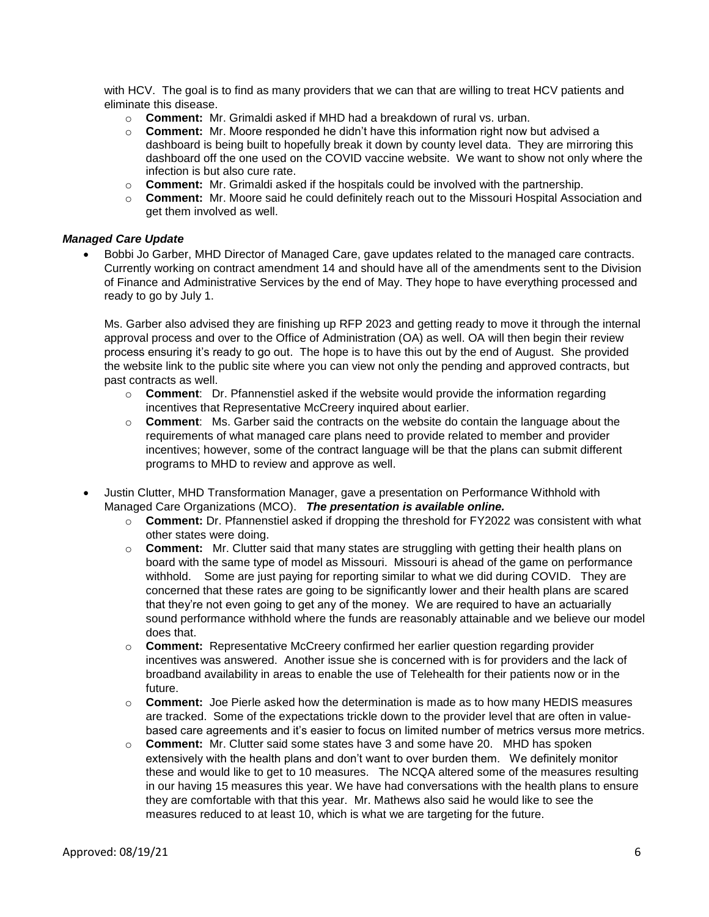with HCV. The goal is to find as many providers that we can that are willing to treat HCV patients and eliminate this disease.

- **Comment:** Mr. Grimaldi asked if MHD had a breakdown of rural vs. urban.
- **Comment:** Mr. Moore responded he didn't have this information right now but advised a dashboard is being built to hopefully break it down by county level data. They are mirroring this dashboard off the one used on the COVID vaccine website. We want to show not only where the infection is but also cure rate.
- **Comment:** Mr. Grimaldi asked if the hospitals could be involved with the partnership.
- **Comment:** Mr. Moore said he could definitely reach out to the Missouri Hospital Association and get them involved as well.

### *Managed Care Update*

- Bobbi Jo Garber, MHD Director of Managed Care, gave updates related to the managed care contracts. Currently working on contract amendment 14 and should have all of the amendments sent to the Division of Finance and Administrative Services by the end of May. They hope to have everything processed and ready to go by July 1.

  Ms. Garber also advised they are finishing up RFP 2023 and getting ready to move it through the internal approval process and over to the Office of Administration (OA) as well. OA will then begin their review process ensuring it's ready to go out. The hope is to have this out by the end of August. She provided the website link to the public site where you can view not only the pending and approved contracts, but past contracts as well.

  - **Comment**: Dr. Pfannenstiel asked if the website would provide the information regarding incentives that Representative McCreery inquired about earlier.
  - **Comment**: Ms. Garber said the contracts on the website do contain the language about the requirements of what managed care plans need to provide related to member and provider incentives; however, some of the contract language will be that the plans can submit different programs to MHD to review and approve as well.

- Justin Clutter, MHD Transformation Manager, gave a presentation on Performance Withhold with Managed Care Organizations (MCO). ***The presentation is available online.***
  - **Comment:** Dr. Pfannenstiel asked if dropping the threshold for FY2022 was consistent with what other states were doing.
  - **Comment:** Mr. Clutter said that many states are struggling with getting their health plans on board with the same type of model as Missouri. Missouri is ahead of the game on performance withhold. Some are just paying for reporting similar to what we did during COVID. They are concerned that these rates are going to be significantly lower and their health plans are scared that they're not even going to get any of the money. We are required to have an actuarially sound performance withhold where the funds are reasonably attainable and we believe our model does that.
  - **Comment:** Representative McCreery confirmed her earlier question regarding provider incentives was answered. Another issue she is concerned with is for providers and the lack of broadband availability in areas to enable the use of Telehealth for their patients now or in the future.
  - **Comment:** Joe Pierle asked how the determination is made as to how many HEDIS measures are tracked. Some of the expectations trickle down to the provider level that are often in value-based care agreements and it's easier to focus on limited number of metrics versus more metrics.
  - **Comment:** Mr. Clutter said some states have 3 and some have 20. MHD has spoken extensively with the health plans and don't want to over burden them. We definitely monitor these and would like to get to 10 measures. The NCQA altered some of the measures resulting in our having 15 measures this year. We have had conversations with the health plans to ensure they are comfortable with that this year. Mr. Mathews also said he would like to see the measures reduced to at least 10, which is what we are targeting for the future.

Approved: 08/19/21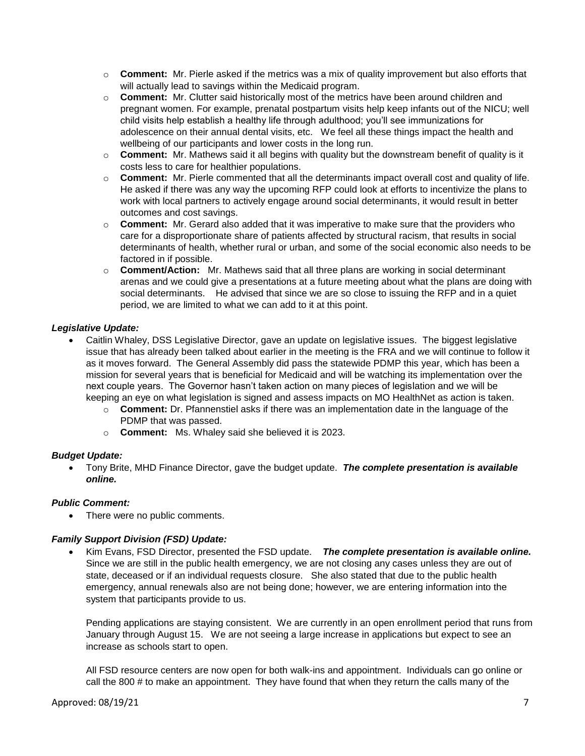- **Comment:** Mr. Pierle asked if the metrics was a mix of quality improvement but also efforts that will actually lead to savings within the Medicaid program.
- **Comment:** Mr. Clutter said historically most of the metrics have been around children and pregnant women. For example, prenatal postpartum visits help keep infants out of the NICU; well child visits help establish a healthy life through adulthood; you'll see immunizations for adolescence on their annual dental visits, etc. We feel all these things impact the health and wellbeing of our participants and lower costs in the long run.
- **Comment:** Mr. Mathews said it all begins with quality but the downstream benefit of quality is it costs less to care for healthier populations.
- **Comment:** Mr. Pierle commented that all the determinants impact overall cost and quality of life. He asked if there was any way the upcoming RFP could look at efforts to incentivize the plans to work with local partners to actively engage around social determinants, it would result in better outcomes and cost savings.
- **Comment:** Mr. Gerard also added that it was imperative to make sure that the providers who care for a disproportionate share of patients affected by structural racism, that results in social determinants of health, whether rural or urban, and some of the social economic also needs to be factored in if possible.
- **Comment/Action:** Mr. Mathews said that all three plans are working in social determinant arenas and we could give a presentations at a future meeting about what the plans are doing with social determinants. He advised that since we are so close to issuing the RFP and in a quiet period, we are limited to what we can add to it at this point.

***Legislative Update:***

- Caitlin Whaley, DSS Legislative Director, gave an update on legislative issues. The biggest legislative issue that has already been talked about earlier in the meeting is the FRA and we will continue to follow it as it moves forward. The General Assembly did pass the statewide PDMP this year, which has been a mission for several years that is beneficial for Medicaid and will be watching its implementation over the next couple years. The Governor hasn't taken action on many pieces of legislation and we will be keeping an eye on what legislation is signed and assess impacts on MO HealthNet as action is taken.
    - **Comment:** Dr. Pfannenstiel asks if there was an implementation date in the language of the PDMP that was passed.
    - **Comment:** Ms. Whaley said she believed it is 2023.

***Budget Update:***

- Tony Brite, MHD Finance Director, gave the budget update. ***The complete presentation is available online.***

***Public Comment:***

- There were no public comments.

***Family Support Division (FSD) Update:***

- Kim Evans, FSD Director, presented the FSD update. ***The complete presentation is available online.*** Since we are still in the public health emergency, we are not closing any cases unless they are out of state, deceased or if an individual requests closure. She also stated that due to the public health emergency, annual renewals also are not being done; however, we are entering information into the system that participants provide to us.

  Pending applications are staying consistent. We are currently in an open enrollment period that runs from January through August 15. We are not seeing a large increase in applications but expect to see an increase as schools start to open.

  All FSD resource centers are now open for both walk-ins and appointment. Individuals can go online or call the 800 # to make an appointment. They have found that when they return the calls many of the

Approved: 08/19/21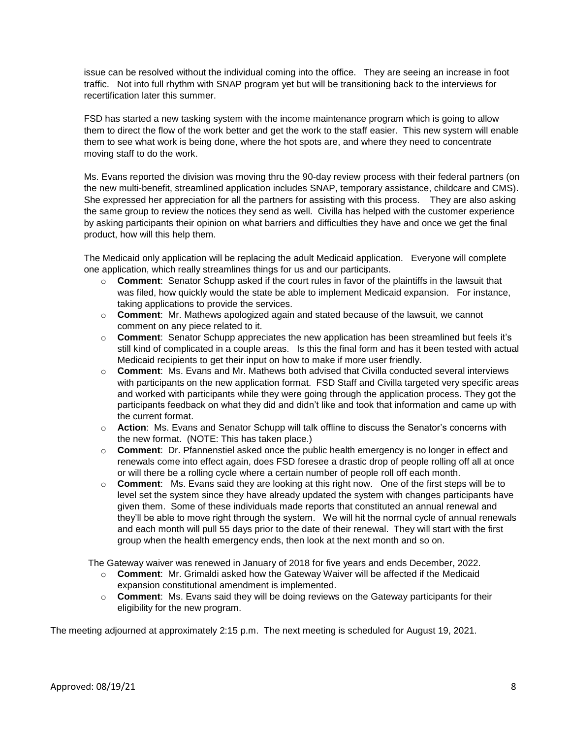issue can be resolved without the individual coming into the office. They are seeing an increase in foot traffic. Not into full rhythm with SNAP program yet but will be transitioning back to the interviews for recertification later this summer.

FSD has started a new tasking system with the income maintenance program which is going to allow them to direct the flow of the work better and get the work to the staff easier. This new system will enable them to see what work is being done, where the hot spots are, and where they need to concentrate moving staff to do the work.

Ms. Evans reported the division was moving thru the 90-day review process with their federal partners (on the new multi-benefit, streamlined application includes SNAP, temporary assistance, childcare and CMS). She expressed her appreciation for all the partners for assisting with this process. They are also asking the same group to review the notices they send as well. Civilla has helped with the customer experience by asking participants their opinion on what barriers and difficulties they have and once we get the final product, how will this help them.

The Medicaid only application will be replacing the adult Medicaid application. Everyone will complete one application, which really streamlines things for us and our participants.

- **Comment**: Senator Schupp asked if the court rules in favor of the plaintiffs in the lawsuit that was filed, how quickly would the state be able to implement Medicaid expansion. For instance, taking applications to provide the services.
- **Comment**: Mr. Mathews apologized again and stated because of the lawsuit, we cannot comment on any piece related to it.
- **Comment**: Senator Schupp appreciates the new application has been streamlined but feels it's still kind of complicated in a couple areas. Is this the final form and has it been tested with actual Medicaid recipients to get their input on how to make if more user friendly.
- **Comment**: Ms. Evans and Mr. Mathews both advised that Civilla conducted several interviews with participants on the new application format. FSD Staff and Civilla targeted very specific areas and worked with participants while they were going through the application process. They got the participants feedback on what they did and didn't like and took that information and came up with the current format.
- **Action**: Ms. Evans and Senator Schupp will talk offline to discuss the Senator's concerns with the new format. (NOTE: This has taken place.)
- **Comment**: Dr. Pfannenstiel asked once the public health emergency is no longer in effect and renewals come into effect again, does FSD foresee a drastic drop of people rolling off all at once or will there be a rolling cycle where a certain number of people roll off each month.
- **Comment**: Ms. Evans said they are looking at this right now. One of the first steps will be to level set the system since they have already updated the system with changes participants have given them. Some of these individuals made reports that constituted an annual renewal and they'll be able to move right through the system. We will hit the normal cycle of annual renewals and each month will pull 55 days prior to the date of their renewal. They will start with the first group when the health emergency ends, then look at the next month and so on.

The Gateway waiver was renewed in January of 2018 for five years and ends December, 2022.

- **Comment**: Mr. Grimaldi asked how the Gateway Waiver will be affected if the Medicaid expansion constitutional amendment is implemented.
- **Comment**: Ms. Evans said they will be doing reviews on the Gateway participants for their eligibility for the new program.

The meeting adjourned at approximately 2:15 p.m. The next meeting is scheduled for August 19, 2021.

Approved: 08/19/21